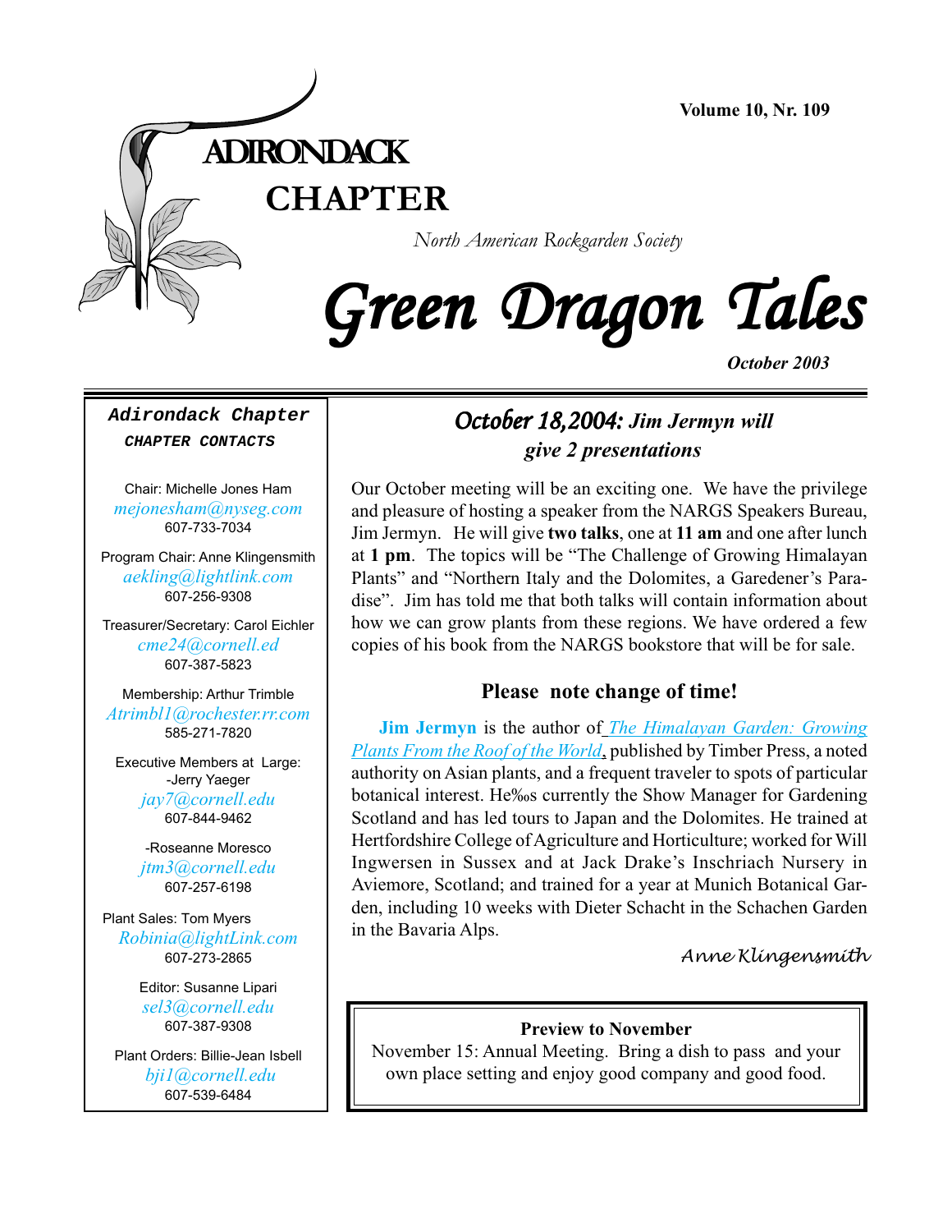Volume 10, Nr. 109

# ADIRONDACK CHAPTER

*North American Rockgarden Society*

# Green Dragon Tales

***October 2003***

## *October 18,2004: Jim Jermyn will give 2 presentations*

Our October meeting will be an exciting one. We have the privilege and pleasure of hosting a speaker from the NARGS Speakers Bureau, Jim Jermyn. He will give **two talks**, one at **11 am** and one after lunch at **1 pm**. The topics will be "The Challenge of Growing Himalayan Plants" and "Northern Italy and the Dolomites, a Garedener's Paradise". Jim has told me that both talks will contain information about how we can grow plants from these regions. We have ordered a few copies of his book from the NARGS bookstore that will be for sale.

### Please note change of time!

**Jim Jermyn** is the author of *The Himalayan Garden: Growing Plants From the Roof of the World*, published by Timber Press, a noted authority on Asian plants, and a frequent traveler to spots of particular botanical interest. He‰s currently the Show Manager for Gardening Scotland and has led tours to Japan and the Dolomites. He trained at Hertfordshire College of Agriculture and Horticulture; worked for Will Ingwersen in Sussex and at Jack Drake's Inschriach Nursery in Aviemore, Scotland; and trained for a year at Munich Botanical Garden, including 10 weeks with Dieter Schacht in the Schachen Garden in the Bavaria Alps.

*Anne Klingensmith*

**Preview to November**

November 15: Annual Meeting. Bring a dish to pass and your own place setting and enjoy good company and good food.

---

**Adirondack Chapter**

**CHAPTER CONTACTS**

Chair: Michelle Jones Ham
*mejonesham@nyseg.com*
607-733-7034

Program Chair: Anne Klingensmith
*aekling@lightlink.com*
607-256-9308

Treasurer/Secretary: Carol Eichler
*cme24@cornell.ed*
607-387-5823

Membership: Arthur Trimble
*Atrimbl1@rochester.rr.com*
585-271-7820

Executive Members at Large:
-Jerry Yaeger
*jay7@cornell.edu*
607-844-9462

-Roseanne Moresco
*jtm3@cornell.edu*
607-257-6198

Plant Sales: Tom Myers
*Robinia@lightLink.com*
607-273-2865

Editor: Susanne Lipari
*sel3@cornell.edu*
607-387-9308

Plant Orders: Billie-Jean Isbell
*bji1@cornell.edu*
607-539-6484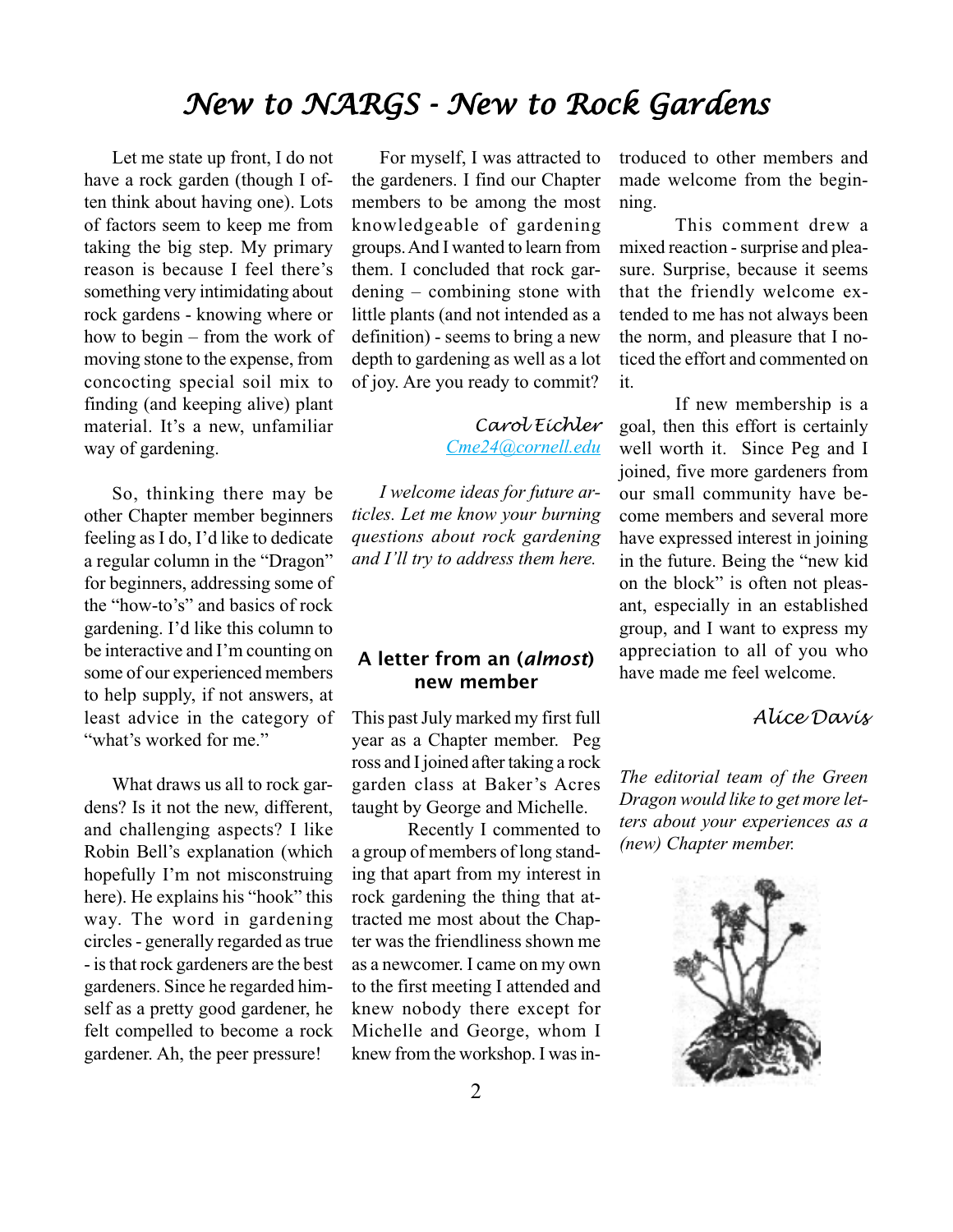# *New to NARGS - New to Rock Gardens*

Let me state up front, I do not have a rock garden (though I often think about having one). Lots of factors seem to keep me from taking the big step. My primary reason is because I feel there's something very intimidating about rock gardens - knowing where or how to begin – from the work of moving stone to the expense, from concocting special soil mix to finding (and keeping alive) plant material. It's a new, unfamiliar way of gardening.

So, thinking there may be other Chapter member beginners feeling as I do, I'd like to dedicate a regular column in the "Dragon" for beginners, addressing some of the "how-to's" and basics of rock gardening. I'd like this column to be interactive and I'm counting on some of our experienced members to help supply, if not answers, at least advice in the category of "what's worked for me."

What draws us all to rock gardens? Is it not the new, different, and challenging aspects? I like Robin Bell's explanation (which hopefully I'm not misconstruing here). He explains his "hook" this way. The word in gardening circles - generally regarded as true - is that rock gardeners are the best gardeners. Since he regarded himself as a pretty good gardener, he felt compelled to become a rock gardener. Ah, the peer pressure!

For myself, I was attracted to the gardeners. I find our Chapter members to be among the most knowledgeable of gardening groups. And I wanted to learn from them. I concluded that rock gardening – combining stone with little plants (and not intended as a definition) - seems to bring a new depth to gardening as well as a lot of joy. Are you ready to commit?

*Carol Eichler*
Cme24@cornell.edu

*I welcome ideas for future articles. Let me know your burning questions about rock gardening and I'll try to address them here.*

## A letter from an (*almost*) new member

This past July marked my first full year as a Chapter member. Peg ross and I joined after taking a rock garden class at Baker's Acres taught by George and Michelle.

Recently I commented to a group of members of long standing that apart from my interest in rock gardening the thing that attracted me most about the Chapter was the friendliness shown me as a newcomer. I came on my own to the first meeting I attended and knew nobody there except for Michelle and George, whom I knew from the workshop. I was introduced to other members and made welcome from the beginning.

This comment drew a mixed reaction - surprise and pleasure. Surprise, because it seems that the friendly welcome extended to me has not always been the norm, and pleasure that I noticed the effort and commented on it.

If new membership is a goal, then this effort is certainly well worth it. Since Peg and I joined, five more gardeners from our small community have become members and several more have expressed interest in joining in the future. Being the "new kid on the block" is often not pleasant, especially in an established group, and I want to express my appreciation to all of you who have made me feel welcome.

*Alice Davis*

*The editorial team of the Green Dragon would like to get more letters about your experiences as a (new) Chapter member.*